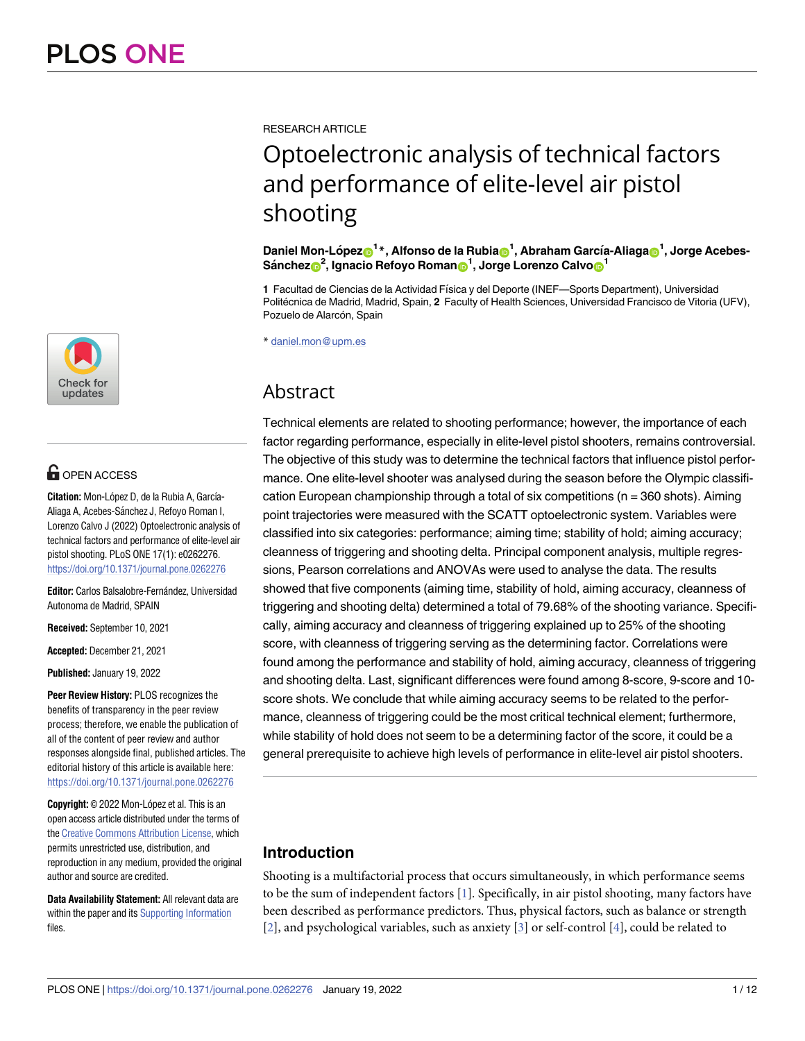RESEARCH ARTICLE

# Optoelectronic analysis of technical factors and performance of elite-level air pistol shooting

**Daniel Mon-López[1]*, Alfonso de la Rubia[1], Abraham García-Aliaga[1], Jorge Acebes-Sánchez[2], Ignacio Refoyo Roman[1], Jorge Lorenzo Calvo[1]**

**1** Facultad de Ciencias de la Actividad Física y del Deporte (INEF—Sports Department), Universidad Politécnica de Madrid, Madrid, Spain, **2** Faculty of Health Sciences, Universidad Francisco de Vitoria (UFV), Pozuelo de Alarcón, Spain

* daniel.mon@upm.es

## Abstract

Technical elements are related to shooting performance; however, the importance of each factor regarding performance, especially in elite-level pistol shooters, remains controversial. The objective of this study was to determine the technical factors that influence pistol performance. One elite-level shooter was analysed during the season before the Olympic classification European championship through a total of six competitions (n = 360 shots). Aiming point trajectories were measured with the SCATT optoelectronic system. Variables were classified into six categories: performance; aiming time; stability of hold; aiming accuracy; cleanness of triggering and shooting delta. Principal component analysis, multiple regressions, Pearson correlations and ANOVAs were used to analyse the data. The results showed that five components (aiming time, stability of hold, aiming accuracy, cleanness of triggering and shooting delta) determined a total of 79.68% of the shooting variance. Specifically, aiming accuracy and cleanness of triggering explained up to 25% of the shooting score, with cleanness of triggering serving as the determining factor. Correlations were found among the performance and stability of hold, aiming accuracy, cleanness of triggering and shooting delta. Last, significant differences were found among 8-score, 9-score and 10-score shots. We conclude that while aiming accuracy seems to be related to the performance, cleanness of triggering could be the most critical technical element; furthermore, while stability of hold does not seem to be a determining factor of the score, it could be a general prerequisite to achieve high levels of performance in elite-level air pistol shooters.

OPEN ACCESS

**Citation:** Mon-López D, de la Rubia A, García-Aliaga A, Acebes-Sánchez J, Refoyo Roman I, Lorenzo Calvo J (2022) Optoelectronic analysis of technical factors and performance of elite-level air pistol shooting. PLoS ONE 17(1): e0262276. https://doi.org/10.1371/journal.pone.0262276

**Editor:** Carlos Balsalobre-Fernández, Universidad Autonoma de Madrid, SPAIN

**Received:** September 10, 2021

**Accepted:** December 21, 2021

**Published:** January 19, 2022

**Peer Review History:** PLOS recognizes the benefits of transparency in the peer review process; therefore, we enable the publication of all of the content of peer review and author responses alongside final, published articles. The editorial history of this article is available here: https://doi.org/10.1371/journal.pone.0262276

**Copyright:** © 2022 Mon-López et al. This is an open access article distributed under the terms of the Creative Commons Attribution License, which permits unrestricted use, distribution, and reproduction in any medium, provided the original author and source are credited.

**Data Availability Statement:** All relevant data are within the paper and its Supporting Information files.

## Introduction

Shooting is a multifactorial process that occurs simultaneously, in which performance seems to be the sum of independent factors [1]. Specifically, in air pistol shooting, many factors have been described as performance predictors. Thus, physical factors, such as balance or strength [2], and psychological variables, such as anxiety [3] or self-control [4], could be related to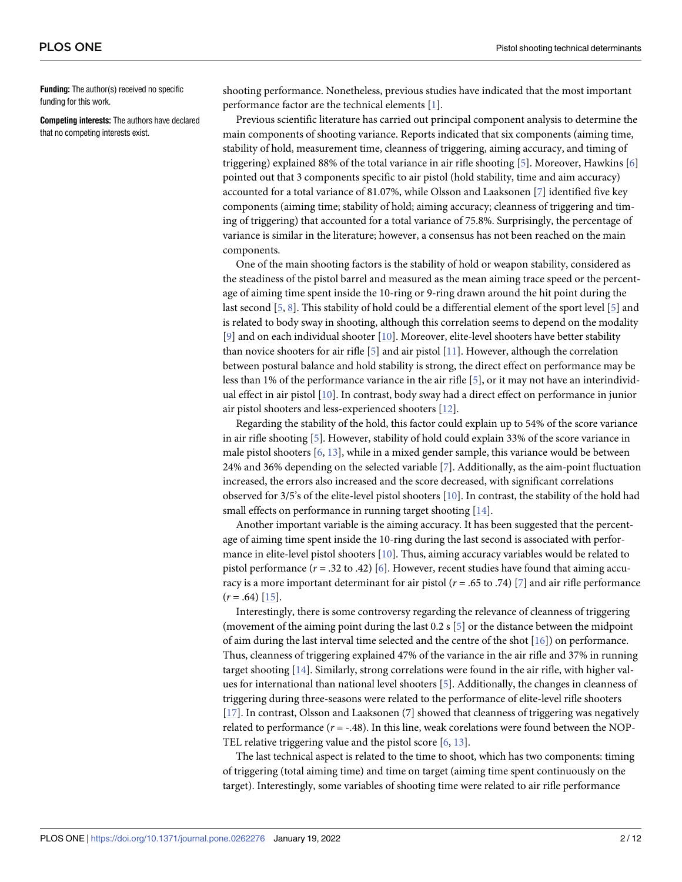**Funding:** The author(s) received no specific funding for this work.

**Competing interests:** The authors have declared that no competing interests exist.

shooting performance. Nonetheless, previous studies have indicated that the most important performance factor are the technical elements [1].

Previous scientific literature has carried out principal component analysis to determine the main components of shooting variance. Reports indicated that six components (aiming time, stability of hold, measurement time, cleanness of triggering, aiming accuracy, and timing of triggering) explained 88% of the total variance in air rifle shooting [5]. Moreover, Hawkins [6] pointed out that 3 components specific to air pistol (hold stability, time and aim accuracy) accounted for a total variance of 81.07%, while Olsson and Laaksonen [7] identified five key components (aiming time; stability of hold; aiming accuracy; cleanness of triggering and timing of triggering) that accounted for a total variance of 75.8%. Surprisingly, the percentage of variance is similar in the literature; however, a consensus has not been reached on the main components.

One of the main shooting factors is the stability of hold or weapon stability, considered as the steadiness of the pistol barrel and measured as the mean aiming trace speed or the percentage of aiming time spent inside the 10-ring or 9-ring drawn around the hit point during the last second [5, 8]. This stability of hold could be a differential element of the sport level [5] and is related to body sway in shooting, although this correlation seems to depend on the modality [9] and on each individual shooter [10]. Moreover, elite-level shooters have better stability than novice shooters for air rifle [5] and air pistol [11]. However, although the correlation between postural balance and hold stability is strong, the direct effect on performance may be less than 1% of the performance variance in the air rifle [5], or it may not have an interindividual effect in air pistol [10]. In contrast, body sway had a direct effect on performance in junior air pistol shooters and less-experienced shooters [12].

Regarding the stability of the hold, this factor could explain up to 54% of the score variance in air rifle shooting [5]. However, stability of hold could explain 33% of the score variance in male pistol shooters [6, 13], while in a mixed gender sample, this variance would be between 24% and 36% depending on the selected variable [7]. Additionally, as the aim-point fluctuation increased, the errors also increased and the score decreased, with significant correlations observed for 3/5's of the elite-level pistol shooters [10]. In contrast, the stability of the hold had small effects on performance in running target shooting [14].

Another important variable is the aiming accuracy. It has been suggested that the percentage of aiming time spent inside the 10-ring during the last second is associated with performance in elite-level pistol shooters [10]. Thus, aiming accuracy variables would be related to pistol performance ($r$ = .32 to .42) [6]. However, recent studies have found that aiming accuracy is a more important determinant for air pistol ($r$ = .65 to .74) [7] and air rifle performance ($r$ = .64) [15].

Interestingly, there is some controversy regarding the relevance of cleanness of triggering (movement of the aiming point during the last 0.2 s [5] or the distance between the midpoint of aim during the last interval time selected and the centre of the shot [16]) on performance. Thus, cleanness of triggering explained 47% of the variance in the air rifle and 37% in running target shooting [14]. Similarly, strong correlations were found in the air rifle, with higher values for international than national level shooters [5]. Additionally, the changes in cleanness of triggering during three-seasons were related to the performance of elite-level rifle shooters [17]. In contrast, Olsson and Laaksonen (7) showed that cleanness of triggering was negatively related to performance ($r$ = -.48). In this line, weak corelations were found between the NOPTEL relative triggering value and the pistol score [6, 13].

The last technical aspect is related to the time to shoot, which has two components: timing of triggering (total aiming time) and time on target (aiming time spent continuously on the target). Interestingly, some variables of shooting time were related to air rifle performance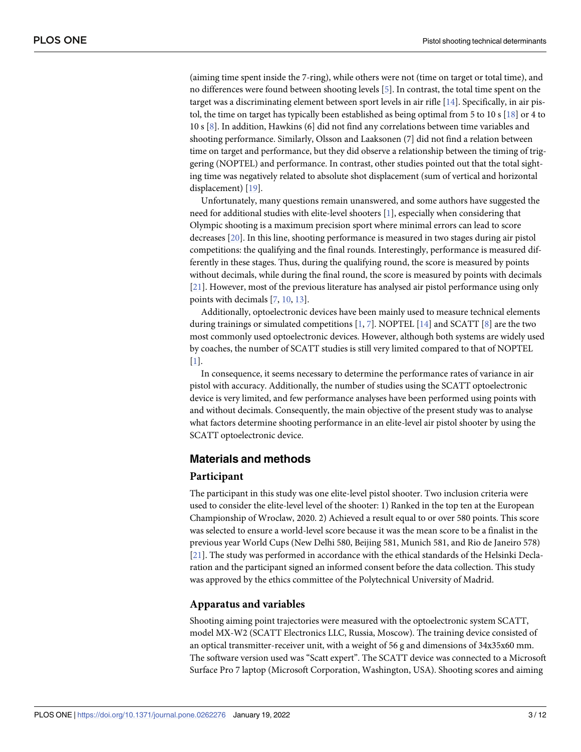(aiming time spent inside the 7-ring), while others were not (time on target or total time), and no differences were found between shooting levels [5]. In contrast, the total time spent on the target was a discriminating element between sport levels in air rifle [14]. Specifically, in air pistol, the time on target has typically been established as being optimal from 5 to 10 s [18] or 4 to 10 s [8]. In addition, Hawkins (6) did not find any correlations between time variables and shooting performance. Similarly, Olsson and Laaksonen (7) did not find a relation between time on target and performance, but they did observe a relationship between the timing of triggering (NOPTEL) and performance. In contrast, other studies pointed out that the total sighting time was negatively related to absolute shot displacement (sum of vertical and horizontal displacement) [19].

Unfortunately, many questions remain unanswered, and some authors have suggested the need for additional studies with elite-level shooters [1], especially when considering that Olympic shooting is a maximum precision sport where minimal errors can lead to score decreases [20]. In this line, shooting performance is measured in two stages during air pistol competitions: the qualifying and the final rounds. Interestingly, performance is measured differently in these stages. Thus, during the qualifying round, the score is measured by points without decimals, while during the final round, the score is measured by points with decimals [21]. However, most of the previous literature has analysed air pistol performance using only points with decimals [7, 10, 13].

Additionally, optoelectronic devices have been mainly used to measure technical elements during trainings or simulated competitions [1, 7]. NOPTEL [14] and SCATT [8] are the two most commonly used optoelectronic devices. However, although both systems are widely used by coaches, the number of SCATT studies is still very limited compared to that of NOPTEL [1].

In consequence, it seems necessary to determine the performance rates of variance in air pistol with accuracy. Additionally, the number of studies using the SCATT optoelectronic device is very limited, and few performance analyses have been performed using points with and without decimals. Consequently, the main objective of the present study was to analyse what factors determine shooting performance in an elite-level air pistol shooter by using the SCATT optoelectronic device.

## Materials and methods

### Participant

The participant in this study was one elite-level pistol shooter. Two inclusion criteria were used to consider the elite-level level of the shooter: 1) Ranked in the top ten at the European Championship of Wroclaw, 2020. 2) Achieved a result equal to or over 580 points. This score was selected to ensure a world-level score because it was the mean score to be a finalist in the previous year World Cups (New Delhi 580, Beijing 581, Munich 581, and Rio de Janeiro 578) [21]. The study was performed in accordance with the ethical standards of the Helsinki Declaration and the participant signed an informed consent before the data collection. This study was approved by the ethics committee of the Polytechnical University of Madrid.

### Apparatus and variables

Shooting aiming point trajectories were measured with the optoelectronic system SCATT, model MX-W2 (SCATT Electronics LLC, Russia, Moscow). The training device consisted of an optical transmitter-receiver unit, with a weight of 56 g and dimensions of 34x35x60 mm. The software version used was "Scatt expert". The SCATT device was connected to a Microsoft Surface Pro 7 laptop (Microsoft Corporation, Washington, USA). Shooting scores and aiming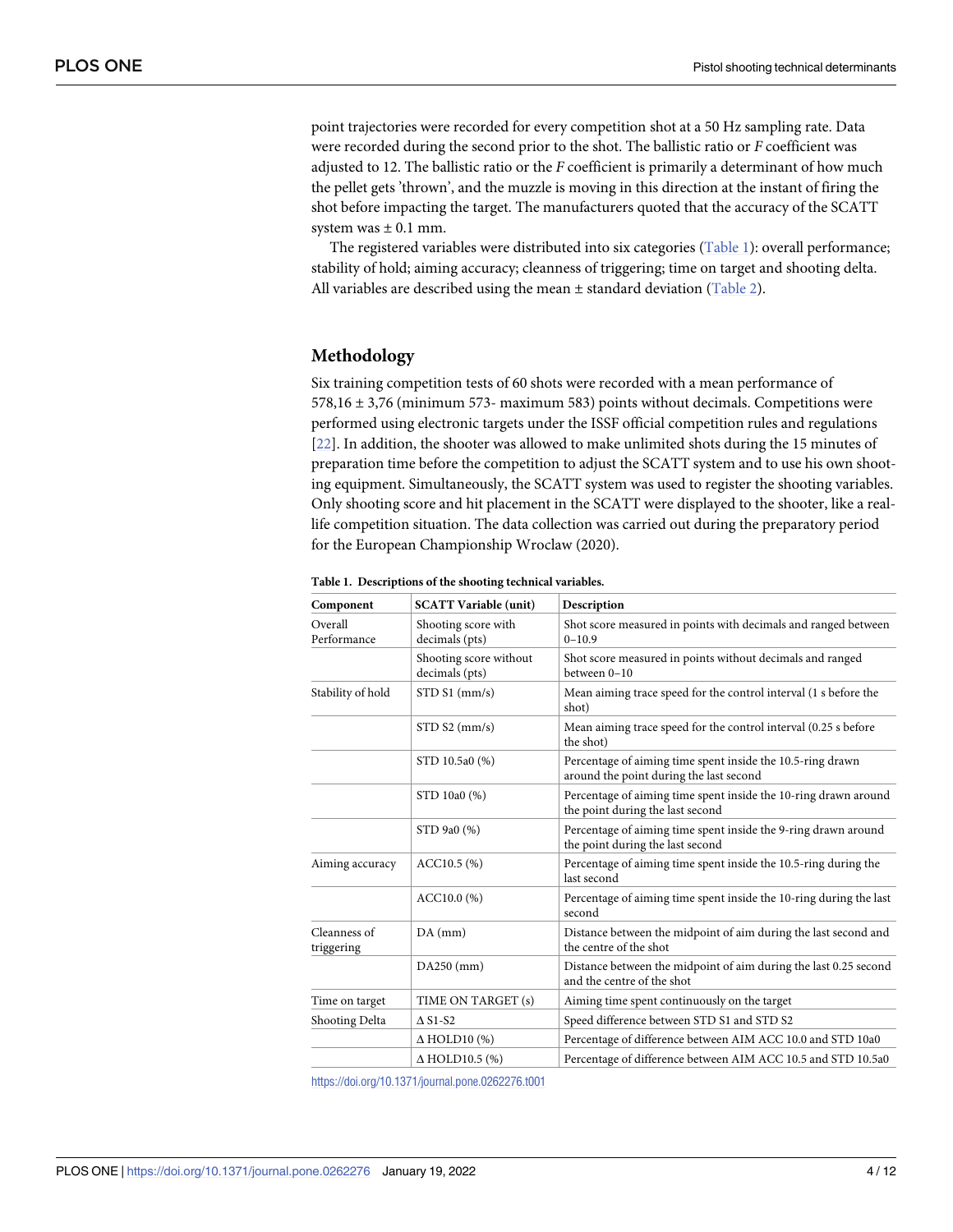point trajectories were recorded for every competition shot at a 50 Hz sampling rate. Data were recorded during the second prior to the shot. The ballistic ratio or *F* coefficient was adjusted to 12. The ballistic ratio or the *F* coefficient is primarily a determinant of how much the pellet gets 'thrown', and the muzzle is moving in this direction at the instant of firing the shot before impacting the target. The manufacturers quoted that the accuracy of the SCATT system was ± 0.1 mm.

The registered variables were distributed into six categories (Table 1): overall performance; stability of hold; aiming accuracy; cleanness of triggering; time on target and shooting delta. All variables are described using the mean ± standard deviation (Table 2).

## Methodology

Six training competition tests of 60 shots were recorded with a mean performance of 578,16 ± 3,76 (minimum 573- maximum 583) points without decimals. Competitions were performed using electronic targets under the ISSF official competition rules and regulations [22]. In addition, the shooter was allowed to make unlimited shots during the 15 minutes of preparation time before the competition to adjust the SCATT system and to use his own shooting equipment. Simultaneously, the SCATT system was used to register the shooting variables. Only shooting score and hit placement in the SCATT were displayed to the shooter, like a real-life competition situation. The data collection was carried out during the preparatory period for the European Championship Wroclaw (2020).

**Table 1. Descriptions of the shooting technical variables.**

| Component | SCATT Variable (unit) | Description |
| --- | --- | --- |
| Overall Performance | Shooting score with decimals (pts) | Shot score measured in points with decimals and ranged between 0–10.9 |
| | Shooting score without decimals (pts) | Shot score measured in points without decimals and ranged between 0–10 |
| Stability of hold | STD S1 (mm/s) | Mean aiming trace speed for the control interval (1 s before the shot) |
| | STD S2 (mm/s) | Mean aiming trace speed for the control interval (0.25 s before the shot) |
| | STD 10.5a0 (%) | Percentage of aiming time spent inside the 10.5-ring drawn around the point during the last second |
| | STD 10a0 (%) | Percentage of aiming time spent inside the 10-ring drawn around the point during the last second |
| | STD 9a0 (%) | Percentage of aiming time spent inside the 9-ring drawn around the point during the last second |
| Aiming accuracy | ACC10.5 (%) | Percentage of aiming time spent inside the 10.5-ring during the last second |
| | ACC10.0 (%) | Percentage of aiming time spent inside the 10-ring during the last second |
| Cleanness of triggering | DA (mm) | Distance between the midpoint of aim during the last second and the centre of the shot |
| | DA250 (mm) | Distance between the midpoint of aim during the last 0.25 second and the centre of the shot |
| Time on target | TIME ON TARGET (s) | Aiming time spent continuously on the target |
| Shooting Delta | Δ S1-S2 | Speed difference between STD S1 and STD S2 |
| | Δ HOLD10 (%) | Percentage of difference between AIM ACC 10.0 and STD 10a0 |
| | Δ HOLD10.5 (%) | Percentage of difference between AIM ACC 10.5 and STD 10.5a0 |

https://doi.org/10.1371/journal.pone.0262276.t001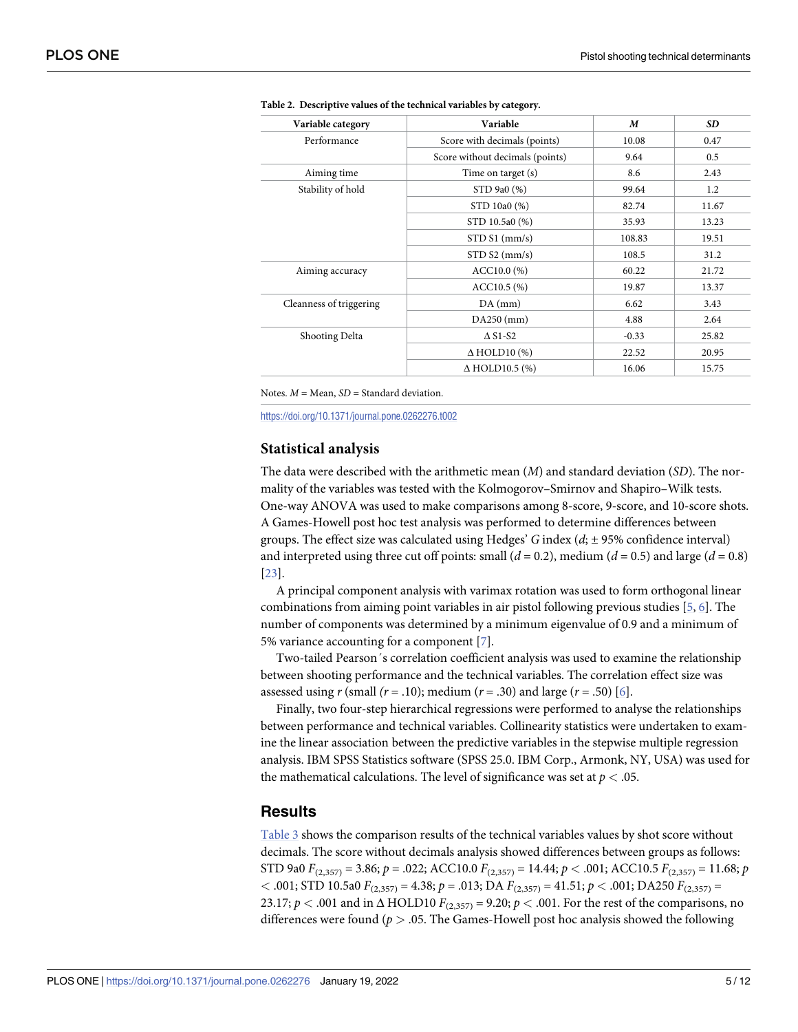**Table 2. Descriptive values of the technical variables by category.**

| Variable category | Variable | *M* | *SD* |
|---|---|---|---|
| Performance | Score with decimals (points) | 10.08 | 0.47 |
| | Score without decimals (points) | 9.64 | 0.5 |
| Aiming time | Time on target (s) | 8.6 | 2.43 |
| Stability of hold | STD 9a0 (%) | 99.64 | 1.2 |
| | STD 10a0 (%) | 82.74 | 11.67 |
| | STD 10.5a0 (%) | 35.93 | 13.23 |
| | STD S1 (mm/s) | 108.83 | 19.51 |
| | STD S2 (mm/s) | 108.5 | 31.2 |
| Aiming accuracy | ACC10.0 (%) | 60.22 | 21.72 |
| | ACC10.5 (%) | 19.87 | 13.37 |
| Cleanness of triggering | DA (mm) | 6.62 | 3.43 |
| | DA250 (mm) | 4.88 | 2.64 |
| Shooting Delta | Δ S1-S2 | -0.33 | 25.82 |
| | Δ HOLD10 (%) | 22.52 | 20.95 |
| | Δ HOLD10.5 (%) | 16.06 | 15.75 |

Notes. *M* = Mean, *SD* = Standard deviation.

https://doi.org/10.1371/journal.pone.0262276.t002

### Statistical analysis

The data were described with the arithmetic mean (*M*) and standard deviation (*SD*). The normality of the variables was tested with the Kolmogorov–Smirnov and Shapiro–Wilk tests. One-way ANOVA was used to make comparisons among 8-score, 9-score, and 10-score shots. A Games-Howell post hoc test analysis was performed to determine differences between groups. The effect size was calculated using Hedges' *G* index (*d*; ± 95% confidence interval) and interpreted using three cut off points: small ($d = 0.2$), medium ($d = 0.5$) and large ($d = 0.8$) [23].

A principal component analysis with varimax rotation was used to form orthogonal linear combinations from aiming point variables in air pistol following previous studies [5, 6]. The number of components was determined by a minimum eigenvalue of 0.9 and a minimum of 5% variance accounting for a component [7].

Two-tailed Pearson´s correlation coefficient analysis was used to examine the relationship between shooting performance and the technical variables. The correlation effect size was assessed using *r* (small ($r = .10$); medium ($r = .30$) and large ($r = .50$) [6].

Finally, two four-step hierarchical regressions were performed to analyse the relationships between performance and technical variables. Collinearity statistics were undertaken to examine the linear association between the predictive variables in the stepwise multiple regression analysis. IBM SPSS Statistics software (SPSS 25.0. IBM Corp., Armonk, NY, USA) was used for the mathematical calculations. The level of significance was set at $p < .05$.

## Results

Table 3 shows the comparison results of the technical variables values by shot score without decimals. The score without decimals analysis showed differences between groups as follows: STD 9a0 $F_{(2,357)} = 3.86$; $p = .022$; ACC10.0 $F_{(2,357)} = 14.44$; $p < .001$; ACC10.5 $F_{(2,357)} = 11.68$; $p < .001$; STD 10.5a0 $F_{(2,357)} = 4.38$; $p = .013$; DA $F_{(2,357)} = 41.51$; $p < .001$; DA250 $F_{(2,357)} = 23.17$; $p < .001$ and in Δ HOLD10 $F_{(2,357)} = 9.20$; $p < .001$. For the rest of the comparisons, no differences were found ($p > .05$. The Games-Howell post hoc analysis showed the following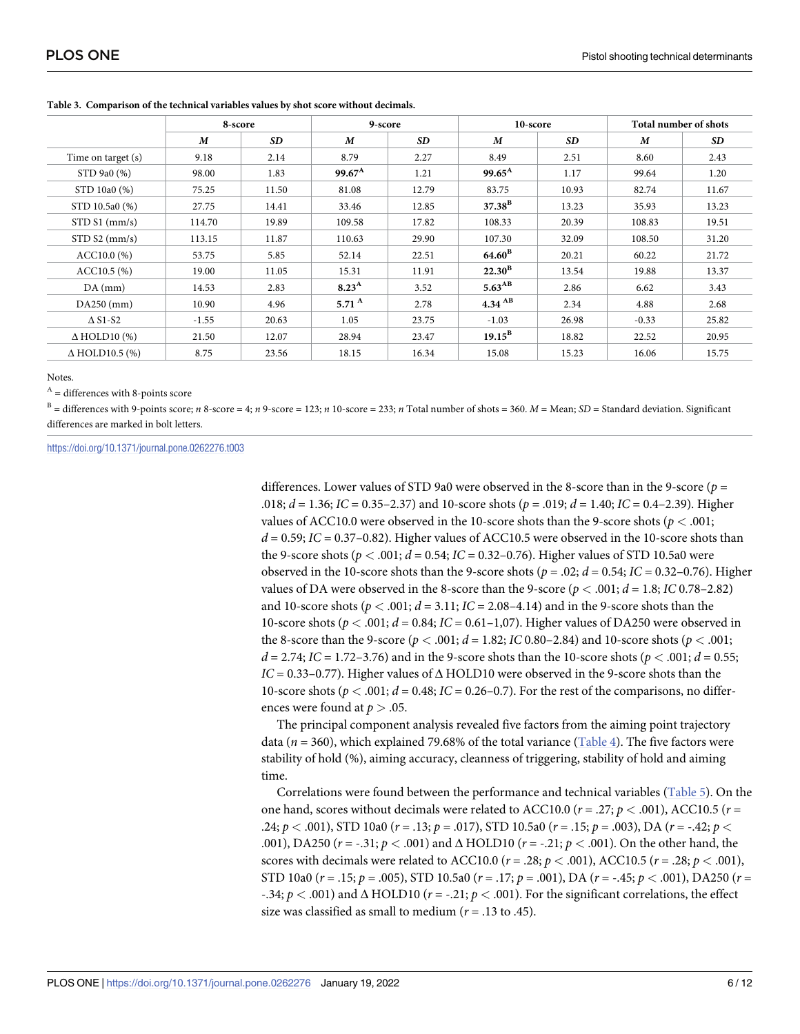**Table 3. Comparison of the technical variables values by shot score without decimals.**

| | 8-score | | 9-score | | 10-score | | Total number of shots | |
|---|---|---|---|---|---|---|---|---|
| | *M* | *SD* | *M* | *SD* | *M* | *SD* | *M* | *SD* |
| Time on target (s) | 9.18 | 2.14 | 8.79 | 2.27 | 8.49 | 2.51 | 8.60 | 2.43 |
| STD 9a0 (%) | 98.00 | 1.83 | **99.67**[A] | 1.21 | **99.65**[A] | 1.17 | 99.64 | 1.20 |
| STD 10a0 (%) | 75.25 | 11.50 | 81.08 | 12.79 | 83.75 | 10.93 | 82.74 | 11.67 |
| STD 10.5a0 (%) | 27.75 | 14.41 | 33.46 | 12.85 | **37.38**[B] | 13.23 | 35.93 | 13.23 |
| STD S1 (mm/s) | 114.70 | 19.89 | 109.58 | 17.82 | 108.33 | 20.39 | 108.83 | 19.51 |
| STD S2 (mm/s) | 113.15 | 11.87 | 110.63 | 29.90 | 107.30 | 32.09 | 108.50 | 31.20 |
| ACC10.0 (%) | 53.75 | 5.85 | 52.14 | 22.51 | **64.60**[B] | 20.21 | 60.22 | 21.72 |
| ACC10.5 (%) | 19.00 | 11.05 | 15.31 | 11.91 | **22.30**[B] | 13.54 | 19.88 | 13.37 |
| DA (mm) | 14.53 | 2.83 | **8.23**[A] | 3.52 | **5.63**[AB] | 2.86 | 6.62 | 3.43 |
| DA250 (mm) | 10.90 | 4.96 | **5.71**[A] | 2.78 | **4.34**[AB] | 2.34 | 4.88 | 2.68 |
| Δ S1-S2 | -1.55 | 20.63 | 1.05 | 23.75 | -1.03 | 26.98 | -0.33 | 25.82 |
| Δ HOLD10 (%) | 21.50 | 12.07 | 28.94 | 23.47 | **19.15**[B] | 18.82 | 22.52 | 20.95 |
| Δ HOLD10.5 (%) | 8.75 | 23.56 | 18.15 | 16.34 | 15.08 | 15.23 | 16.06 | 15.75 |

Notes.

[A] = differences with 8-points score

[B] = differences with 9-points score; *n* 8-score = 4; *n* 9-score = 123; *n* 10-score = 233; *n* Total number of shots = 360. *M* = Mean; *SD* = Standard deviation. Significant differences are marked in bolt letters.

https://doi.org/10.1371/journal.pone.0262276.t003

differences. Lower values of STD 9a0 were observed in the 8-score than in the 9-score ($p$ = .018; $d$ = 1.36; *IC* = 0.35–2.37) and 10-score shots ($p$ = .019; $d$ = 1.40; *IC* = 0.4–2.39). Higher values of ACC10.0 were observed in the 10-score shots than the 9-score shots ($p < .001$; $d$ = 0.59; *IC* = 0.37–0.82). Higher values of ACC10.5 were observed in the 10-score shots than the 9-score shots ($p < .001$; $d$ = 0.54; *IC* = 0.32–0.76). Higher values of STD 10.5a0 were observed in the 10-score shots than the 9-score shots ($p$ = .02; $d$ = 0.54; *IC* = 0.32–0.76). Higher values of DA were observed in the 8-score than the 9-score ($p < .001$; $d$ = 1.8; *IC* 0.78–2.82) and 10-score shots ($p < .001$; $d$ = 3.11; *IC* = 2.08–4.14) and in the 9-score shots than the 10-score shots ($p < .001$; $d$ = 0.84; *IC* = 0.61–1,07). Higher values of DA250 were observed in the 8-score than the 9-score ($p < .001$; $d$ = 1.82; *IC* 0.80–2.84) and 10-score shots ($p < .001$; $d$ = 2.74; *IC* = 1.72–3.76) and in the 9-score shots than the 10-score shots ($p < .001$; $d$ = 0.55; *IC* = 0.33–0.77). Higher values of Δ HOLD10 were observed in the 9-score shots than the 10-score shots ($p < .001$; $d$ = 0.48; *IC* = 0.26–0.7). For the rest of the comparisons, no differences were found at $p > .05$.

The principal component analysis revealed five factors from the aiming point trajectory data ($n$ = 360), which explained 79.68% of the total variance (Table 4). The five factors were stability of hold (%), aiming accuracy, cleanness of triggering, stability of hold and aiming time.

Correlations were found between the performance and technical variables (Table 5). On the one hand, scores without decimals were related to ACC10.0 ($r$ = .27; $p < .001$), ACC10.5 ($r$ = .24; $p < .001$), STD 10a0 ($r$ = .13; $p$ = .017), STD 10.5a0 ($r$ = .15; $p$ = .003), DA ($r$ = -.42; $p < .001$), DA250 ($r$ = -.31; $p < .001$) and Δ HOLD10 ($r$ = -.21; $p < .001$). On the other hand, the scores with decimals were related to ACC10.0 ($r$ = .28; $p < .001$), ACC10.5 ($r$ = .28; $p < .001$), STD 10a0 ($r$ = .15; $p$ = .005), STD 10.5a0 ($r$ = .17; $p$ = .001), DA ($r$ = -.45; $p < .001$), DA250 ($r$ = -.34; $p < .001$) and Δ HOLD10 ($r$ = -.21; $p < .001$). For the significant correlations, the effect size was classified as small to medium ($r$ = .13 to .45).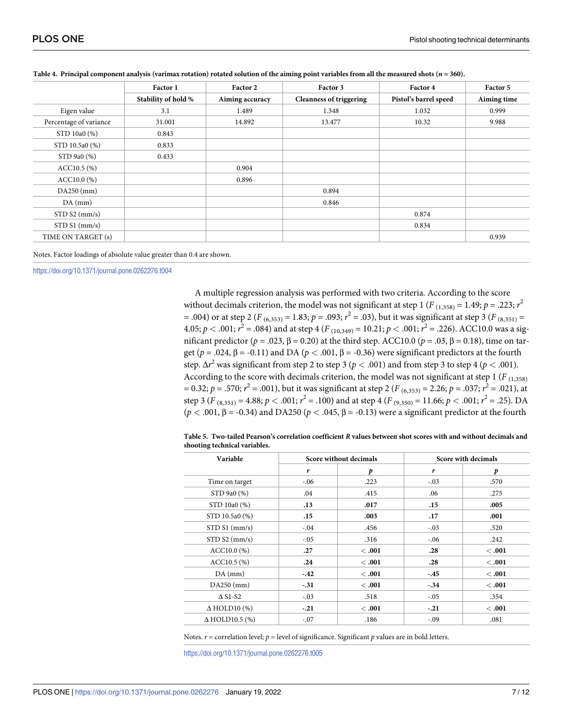**Table 4. Principal component analysis (varimax rotation) rotated solution of the aiming point variables from all the measured shots (*n* = 360).**

| | Factor 1 | Factor 2 | Factor 3 | Factor 4 | Factor 5 |
|---|---|---|---|---|---|
| | Stability of hold % | Aiming accuracy | Cleanness of triggering | Pistol's barrel speed | Aiming time |
| Eigen value | 3.1 | 1.489 | 1.348 | 1.032 | 0.999 |
| Percentage of variance | 31.001 | 14.892 | 13.477 | 10.32 | 9.988 |
| STD 10a0 (%) | 0.843 | | | | |
| STD 10.5a0 (%) | 0.833 | | | | |
| STD 9a0 (%) | 0.433 | | | | |
| ACC10.5 (%) | | 0.904 | | | |
| ACC10.0 (%) | | 0.896 | | | |
| DA250 (mm) | | | 0.894 | | |
| DA (mm) | | | 0.846 | | |
| STD S2 (mm/s) | | | | 0.874 | |
| STD S1 (mm/s) | | | | 0.834 | |
| TIME ON TARGET (s) | | | | | 0.939 |

Notes. Factor loadings of absolute value greater than 0.4 are shown.

https://doi.org/10.1371/journal.pone.0262276.t004

A multiple regression analysis was performed with two criteria. According to the score without decimals criterion, the model was not significant at step 1 ($F_{(1,358)} = 1.49$; $p = .223$; $r^2 = .004$) or at step 2 ($F_{(6,353)} = 1.83$; $p = .093$; $r^2 = .03$), but it was significant at step 3 ($F_{(8,351)} = 4.05$; $p < .001$; $r^2 = .084$) and at step 4 ($F_{(10,349)} = 10.21$; $p < .001$; $r^2 = .226$). ACC10.0 was a significant predictor ($p = .023$, $\beta = 0.20$) at the third step. ACC10.0 ($p = .03$, $\beta = 0.18$), time on target ($p = .024$, $\beta = -0.11$) and DA ($p < .001$, $\beta = -0.36$) were significant predictors at the fourth step. $\Delta r^2$ was significant from step 2 to step 3 ($p < .001$) and from step 3 to step 4 ($p < .001$). According to the score with decimals criterion, the model was not significant at step 1 ($F_{(1,358)} = 0.32$; $p = .570$; $r^2 = .001$), but it was significant at step 2 ($F_{(6,353)} = 2.26$; $p = .037$; $r^2 = .021$), at step 3 ($F_{(8,351)} = 4.88$; $p < .001$; $r^2 = .100$) and at step 4 ($F_{(9,350)} = 11.66$; $p < .001$; $r^2 = .25$). DA ($p < .001$, $\beta = -0.34$) and DA250 ($p < .045$, $\beta = -0.13$) were a significant predictor at the fourth

**Table 5. Two-tailed Pearson's correlation coefficient *R* values between shot scores with and without decimals and shooting technical variables.**

| Variable | Score without decimals | | Score with decimals | |
|---|---|---|---|---|
| | *r* | *p* | *r* | *p* |
| Time on target | -.06 | .223 | -.03 | .570 |
| STD 9a0 (%) | .04 | .415 | .06 | .275 |
| STD 10a0 (%) | **.13** | **.017** | **.15** | **.005** |
| STD 10.5a0 (%) | **.15** | **.003** | **.17** | **.001** |
| STD S1 (mm/s) | -.04 | .456 | -.03 | .520 |
| STD S2 (mm/s) | -.05 | .316 | -.06 | .242 |
| ACC10.0 (%) | **.27** | **< .001** | **.28** | **< .001** |
| ACC10.5 (%) | **.24** | **< .001** | **.28** | **< .001** |
| DA (mm) | **-.42** | **< .001** | **-.45** | **< .001** |
| DA250 (mm) | **-.31** | **< .001** | **-.34** | **< .001** |
| Δ S1-S2 | -.03 | .518 | -.05 | .354 |
| Δ HOLD10 (%) | **-.21** | **< .001** | **-.21** | **< .001** |
| Δ HOLD10.5 (%) | -.07 | .186 | -.09 | .081 |

Notes. *r* = correlation level; *p* = level of significance. Significant *p* values are in bold letters.

https://doi.org/10.1371/journal.pone.0262276.t005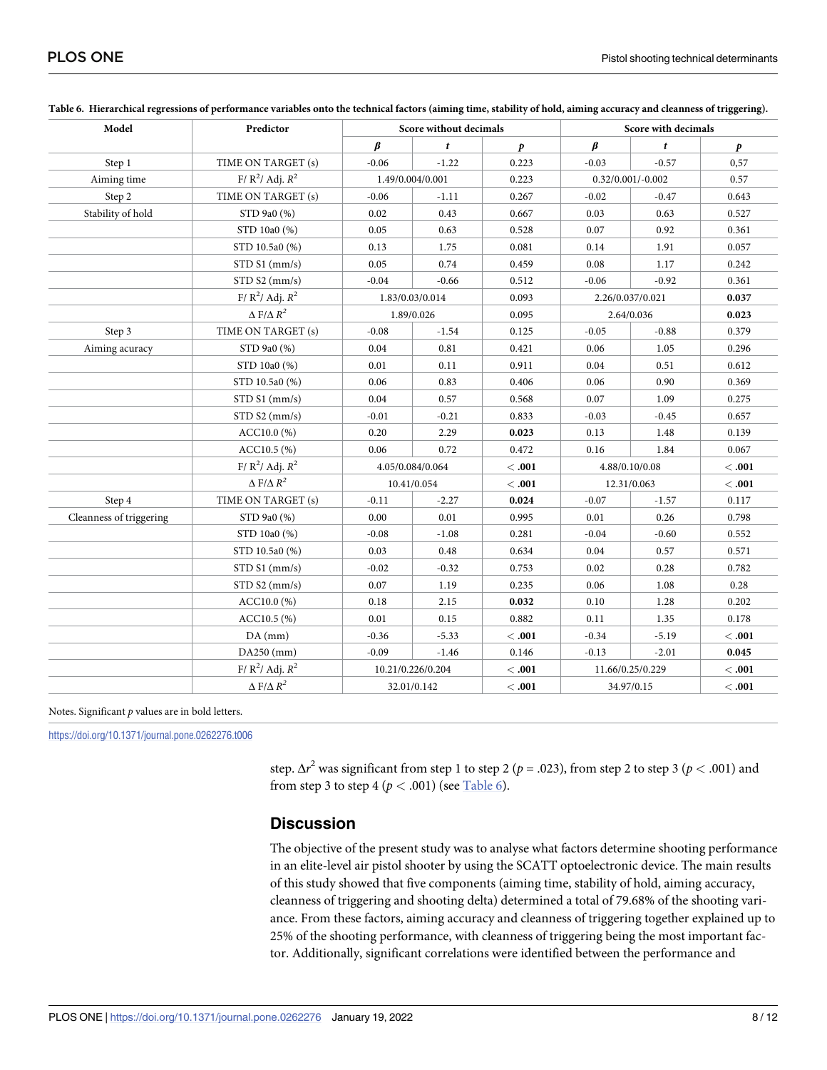**Table 6. Hierarchical regressions of performance variables onto the technical factors (aiming time, stability of hold, aiming accuracy and cleanness of triggering).**

| Model | Predictor | Score without decimals | | | Score with decimals | | |
|---|---|---|---|---|---|---|---|
| | | $\beta$ | $t$ | $p$ | $\beta$ | $t$ | $p$ |
| Step 1 | TIME ON TARGET (s) | -0.06 | -1.22 | 0.223 | -0.03 | -0.57 | 0,57 |
| Aiming time | F/ $R^2$/ Adj. $R^2$ | 1.49/0.004/0.001 | | 0.223 | 0.32/0.001/-0.002 | | 0.57 |
| Step 2 | TIME ON TARGET (s) | -0.06 | -1.11 | 0.267 | -0.02 | -0.47 | 0.643 |
| Stability of hold | STD 9a0 (%) | 0.02 | 0.43 | 0.667 | 0.03 | 0.63 | 0.527 |
| | STD 10a0 (%) | 0.05 | 0.63 | 0.528 | 0.07 | 0.92 | 0.361 |
| | STD 10.5a0 (%) | 0.13 | 1.75 | 0.081 | 0.14 | 1.91 | 0.057 |
| | STD S1 (mm/s) | 0.05 | 0.74 | 0.459 | 0.08 | 1.17 | 0.242 |
| | STD S2 (mm/s) | -0.04 | -0.66 | 0.512 | -0.06 | -0.92 | 0.361 |
| | F/ $R^2$/ Adj. $R^2$ | 1.83/0.03/0.014 | | 0.093 | 2.26/0.037/0.021 | | **0.037** |
| | $\Delta$ F/$\Delta$ $R^2$ | 1.89/0.026 | | 0.095 | 2.64/0.036 | | **0.023** |
| Step 3 | TIME ON TARGET (s) | -0.08 | -1.54 | 0.125 | -0.05 | -0.88 | 0.379 |
| Aiming acuracy | STD 9a0 (%) | 0.04 | 0.81 | 0.421 | 0.06 | 1.05 | 0.296 |
| | STD 10a0 (%) | 0.01 | 0.11 | 0.911 | 0.04 | 0.51 | 0.612 |
| | STD 10.5a0 (%) | 0.06 | 0.83 | 0.406 | 0.06 | 0.90 | 0.369 |
| | STD S1 (mm/s) | 0.04 | 0.57 | 0.568 | 0.07 | 1.09 | 0.275 |
| | STD S2 (mm/s) | -0.01 | -0.21 | 0.833 | -0.03 | -0.45 | 0.657 |
| | ACC10.0 (%) | 0.20 | 2.29 | **0.023** | 0.13 | 1.48 | 0.139 |
| | ACC10.5 (%) | 0.06 | 0.72 | 0.472 | 0.16 | 1.84 | 0.067 |
| | F/ $R^2$/ Adj. $R^2$ | 4.05/0.084/0.064 | | < **.001** | 4.88/0.10/0.08 | | < **.001** |
| | $\Delta$ F/$\Delta$ $R^2$ | 10.41/0.054 | | < **.001** | 12.31/0.063 | | < **.001** |
| Step 4 | TIME ON TARGET (s) | -0.11 | -2.27 | **0.024** | -0.07 | -1.57 | 0.117 |
| Cleanness of triggering | STD 9a0 (%) | 0.00 | 0.01 | 0.995 | 0.01 | 0.26 | 0.798 |
| | STD 10a0 (%) | -0.08 | -1.08 | 0.281 | -0.04 | -0.60 | 0.552 |
| | STD 10.5a0 (%) | 0.03 | 0.48 | 0.634 | 0.04 | 0.57 | 0.571 |
| | STD S1 (mm/s) | -0.02 | -0.32 | 0.753 | 0.02 | 0.28 | 0.782 |
| | STD S2 (mm/s) | 0.07 | 1.19 | 0.235 | 0.06 | 1.08 | 0.28 |
| | ACC10.0 (%) | 0.18 | 2.15 | **0.032** | 0.10 | 1.28 | 0.202 |
| | ACC10.5 (%) | 0.01 | 0.15 | 0.882 | 0.11 | 1.35 | 0.178 |
| | DA (mm) | -0.36 | -5.33 | < **.001** | -0.34 | -5.19 | < **.001** |
| | DA250 (mm) | -0.09 | -1.46 | 0.146 | -0.13 | -2.01 | **0.045** |
| | F/ $R^2$/ Adj. $R^2$ | 10.21/0.226/0.204 | | < **.001** | 11.66/0.25/0.229 | | < **.001** |
| | $\Delta$ F/$\Delta$ $R^2$ | 32.01/0.142 | | < **.001** | 34.97/0.15 | | < **.001** |

Notes. Significant *p* values are in bold letters.

https://doi.org/10.1371/journal.pone.0262276.t006

step. $\Delta r^2$ was significant from step 1 to step 2 ($p$ = .023), from step 2 to step 3 ($p < .001$) and from step 3 to step 4 ($p < .001$) (see Table 6).

## Discussion

The objective of the present study was to analyse what factors determine shooting performance in an elite-level air pistol shooter by using the SCATT optoelectronic device. The main results of this study showed that five components (aiming time, stability of hold, aiming accuracy, cleanness of triggering and shooting delta) determined a total of 79.68% of the shooting variance. From these factors, aiming accuracy and cleanness of triggering together explained up to 25% of the shooting performance, with cleanness of triggering being the most important factor. Additionally, significant correlations were identified between the performance and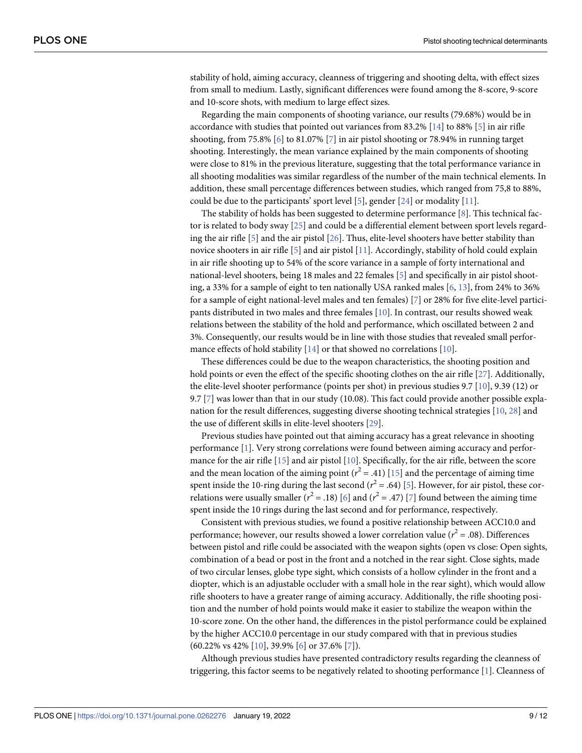stability of hold, aiming accuracy, cleanness of triggering and shooting delta, with effect sizes from small to medium. Lastly, significant differences were found among the 8-score, 9-score and 10-score shots, with medium to large effect sizes.

Regarding the main components of shooting variance, our results (79.68%) would be in accordance with studies that pointed out variances from 83.2% [14] to 88% [5] in air rifle shooting, from 75.8% [6] to 81.07% [7] in air pistol shooting or 78.94% in running target shooting. Interestingly, the mean variance explained by the main components of shooting were close to 81% in the previous literature, suggesting that the total performance variance in all shooting modalities was similar regardless of the number of the main technical elements. In addition, these small percentage differences between studies, which ranged from 75,8 to 88%, could be due to the participants' sport level [5], gender [24] or modality [11].

The stability of holds has been suggested to determine performance [8]. This technical factor is related to body sway [25] and could be a differential element between sport levels regarding the air rifle [5] and the air pistol [26]. Thus, elite-level shooters have better stability than novice shooters in air rifle [5] and air pistol [11]. Accordingly, stability of hold could explain in air rifle shooting up to 54% of the score variance in a sample of forty international and national-level shooters, being 18 males and 22 females [5] and specifically in air pistol shooting, a 33% for a sample of eight to ten nationally USA ranked males [6, 13], from 24% to 36% for a sample of eight national-level males and ten females) [7] or 28% for five elite-level participants distributed in two males and three females [10]. In contrast, our results showed weak relations between the stability of the hold and performance, which oscillated between 2 and 3%. Consequently, our results would be in line with those studies that revealed small performance effects of hold stability [14] or that showed no correlations [10].

These differences could be due to the weapon characteristics, the shooting position and hold points or even the effect of the specific shooting clothes on the air rifle [27]. Additionally, the elite-level shooter performance (points per shot) in previous studies 9.7 [10], 9.39 (12) or 9.7 [7] was lower than that in our study (10.08). This fact could provide another possible explanation for the result differences, suggesting diverse shooting technical strategies [10, 28] and the use of different skills in elite-level shooters [29].

Previous studies have pointed out that aiming accuracy has a great relevance in shooting performance [1]. Very strong correlations were found between aiming accuracy and performance for the air rifle [15] and air pistol [10]. Specifically, for the air rifle, between the score and the mean location of the aiming point ($r^2$ = .41) [15] and the percentage of aiming time spent inside the 10-ring during the last second ($r^2$ = .64) [5]. However, for air pistol, these correlations were usually smaller ($r^2$ = .18) [6] and ($r^2$ = .47) [7] found between the aiming time spent inside the 10 rings during the last second and for performance, respectively.

Consistent with previous studies, we found a positive relationship between ACC10.0 and performance; however, our results showed a lower correlation value ($r^2$ = .08). Differences between pistol and rifle could be associated with the weapon sights (open vs close: Open sights, combination of a bead or post in the front and a notched in the rear sight. Close sights, made of two circular lenses, globe type sight, which consists of a hollow cylinder in the front and a diopter, which is an adjustable occluder with a small hole in the rear sight), which would allow rifle shooters to have a greater range of aiming accuracy. Additionally, the rifle shooting position and the number of hold points would make it easier to stabilize the weapon within the 10-score zone. On the other hand, the differences in the pistol performance could be explained by the higher ACC10.0 percentage in our study compared with that in previous studies (60.22% vs 42% [10], 39.9% [6] or 37.6% [7]).

Although previous studies have presented contradictory results regarding the cleanness of triggering, this factor seems to be negatively related to shooting performance [1]. Cleanness of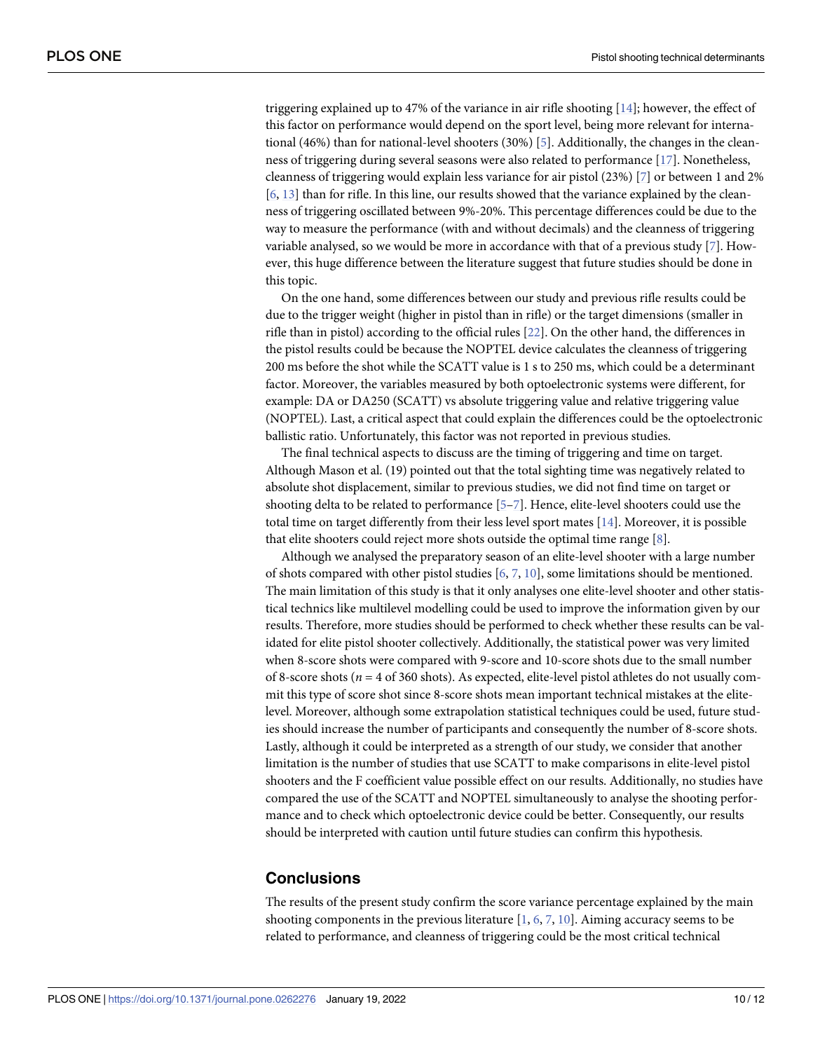triggering explained up to 47% of the variance in air rifle shooting [14]; however, the effect of this factor on performance would depend on the sport level, being more relevant for international (46%) than for national-level shooters (30%) [5]. Additionally, the changes in the cleanness of triggering during several seasons were also related to performance [17]. Nonetheless, cleanness of triggering would explain less variance for air pistol (23%) [7] or between 1 and 2% [6, 13] than for rifle. In this line, our results showed that the variance explained by the cleanness of triggering oscillated between 9%-20%. This percentage differences could be due to the way to measure the performance (with and without decimals) and the cleanness of triggering variable analysed, so we would be more in accordance with that of a previous study [7]. However, this huge difference between the literature suggest that future studies should be done in this topic.

On the one hand, some differences between our study and previous rifle results could be due to the trigger weight (higher in pistol than in rifle) or the target dimensions (smaller in rifle than in pistol) according to the official rules [22]. On the other hand, the differences in the pistol results could be because the NOPTEL device calculates the cleanness of triggering 200 ms before the shot while the SCATT value is 1 s to 250 ms, which could be a determinant factor. Moreover, the variables measured by both optoelectronic systems were different, for example: DA or DA250 (SCATT) vs absolute triggering value and relative triggering value (NOPTEL). Last, a critical aspect that could explain the differences could be the optoelectronic ballistic ratio. Unfortunately, this factor was not reported in previous studies.

The final technical aspects to discuss are the timing of triggering and time on target. Although Mason et al. (19) pointed out that the total sighting time was negatively related to absolute shot displacement, similar to previous studies, we did not find time on target or shooting delta to be related to performance [5–7]. Hence, elite-level shooters could use the total time on target differently from their less level sport mates [14]. Moreover, it is possible that elite shooters could reject more shots outside the optimal time range [8].

Although we analysed the preparatory season of an elite-level shooter with a large number of shots compared with other pistol studies [6, 7, 10], some limitations should be mentioned. The main limitation of this study is that it only analyses one elite-level shooter and other statistical technics like multilevel modelling could be used to improve the information given by our results. Therefore, more studies should be performed to check whether these results can be validated for elite pistol shooter collectively. Additionally, the statistical power was very limited when 8-score shots were compared with 9-score and 10-score shots due to the small number of 8-score shots ($n = 4$ of 360 shots). As expected, elite-level pistol athletes do not usually commit this type of score shot since 8-score shots mean important technical mistakes at the elite-level. Moreover, although some extrapolation statistical techniques could be used, future studies should increase the number of participants and consequently the number of 8-score shots. Lastly, although it could be interpreted as a strength of our study, we consider that another limitation is the number of studies that use SCATT to make comparisons in elite-level pistol shooters and the F coefficient value possible effect on our results. Additionally, no studies have compared the use of the SCATT and NOPTEL simultaneously to analyse the shooting performance and to check which optoelectronic device could be better. Consequently, our results should be interpreted with caution until future studies can confirm this hypothesis.

## Conclusions

The results of the present study confirm the score variance percentage explained by the main shooting components in the previous literature [1, 6, 7, 10]. Aiming accuracy seems to be related to performance, and cleanness of triggering could be the most critical technical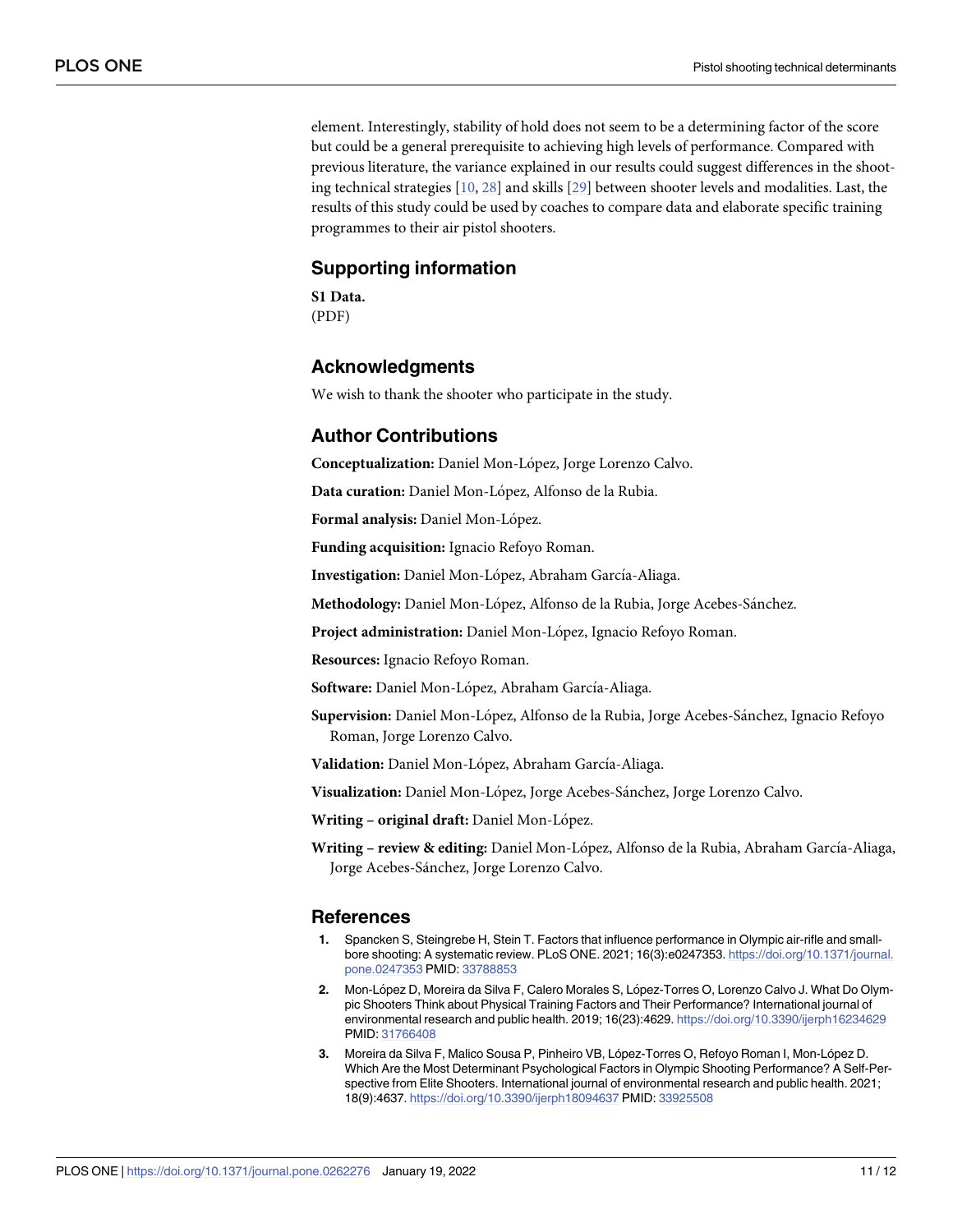element. Interestingly, stability of hold does not seem to be a determining factor of the score but could be a general prerequisite to achieving high levels of performance. Compared with previous literature, the variance explained in our results could suggest differences in the shooting technical strategies [10, 28] and skills [29] between shooter levels and modalities. Last, the results of this study could be used by coaches to compare data and elaborate specific training programmes to their air pistol shooters.

## Supporting information

**S1 Data.**
(PDF)

## Acknowledgments

We wish to thank the shooter who participate in the study.

## Author Contributions

**Conceptualization:** Daniel Mon-López, Jorge Lorenzo Calvo.

**Data curation:** Daniel Mon-López, Alfonso de la Rubia.

**Formal analysis:** Daniel Mon-López.

**Funding acquisition:** Ignacio Refoyo Roman.

**Investigation:** Daniel Mon-López, Abraham García-Aliaga.

**Methodology:** Daniel Mon-López, Alfonso de la Rubia, Jorge Acebes-Sánchez.

**Project administration:** Daniel Mon-López, Ignacio Refoyo Roman.

**Resources:** Ignacio Refoyo Roman.

**Software:** Daniel Mon-López, Abraham García-Aliaga.

**Supervision:** Daniel Mon-López, Alfonso de la Rubia, Jorge Acebes-Sánchez, Ignacio Refoyo Roman, Jorge Lorenzo Calvo.

**Validation:** Daniel Mon-López, Abraham García-Aliaga.

**Visualization:** Daniel Mon-López, Jorge Acebes-Sánchez, Jorge Lorenzo Calvo.

**Writing – original draft:** Daniel Mon-López.

**Writing – review & editing:** Daniel Mon-López, Alfonso de la Rubia, Abraham García-Aliaga, Jorge Acebes-Sánchez, Jorge Lorenzo Calvo.

## References

1. Spancken S, Steingrebe H, Stein T. Factors that influence performance in Olympic air-rifle and small-bore shooting: A systematic review. PLoS ONE. 2021; 16(3):e0247353. https://doi.org/10.1371/journal.pone.0247353 PMID: 33788853
2. Mon-López D, Moreira da Silva F, Calero Morales S, López-Torres O, Lorenzo Calvo J. What Do Olympic Shooters Think about Physical Training Factors and Their Performance? International journal of environmental research and public health. 2019; 16(23):4629. https://doi.org/10.3390/ijerph16234629 PMID: 31766408
3. Moreira da Silva F, Malico Sousa P, Pinheiro VB, López-Torres O, Refoyo Roman I, Mon-López D. Which Are the Most Determinant Psychological Factors in Olympic Shooting Performance? A Self-Perspective from Elite Shooters. International journal of environmental research and public health. 2021; 18(9):4637. https://doi.org/10.3390/ijerph18094637 PMID: 33925508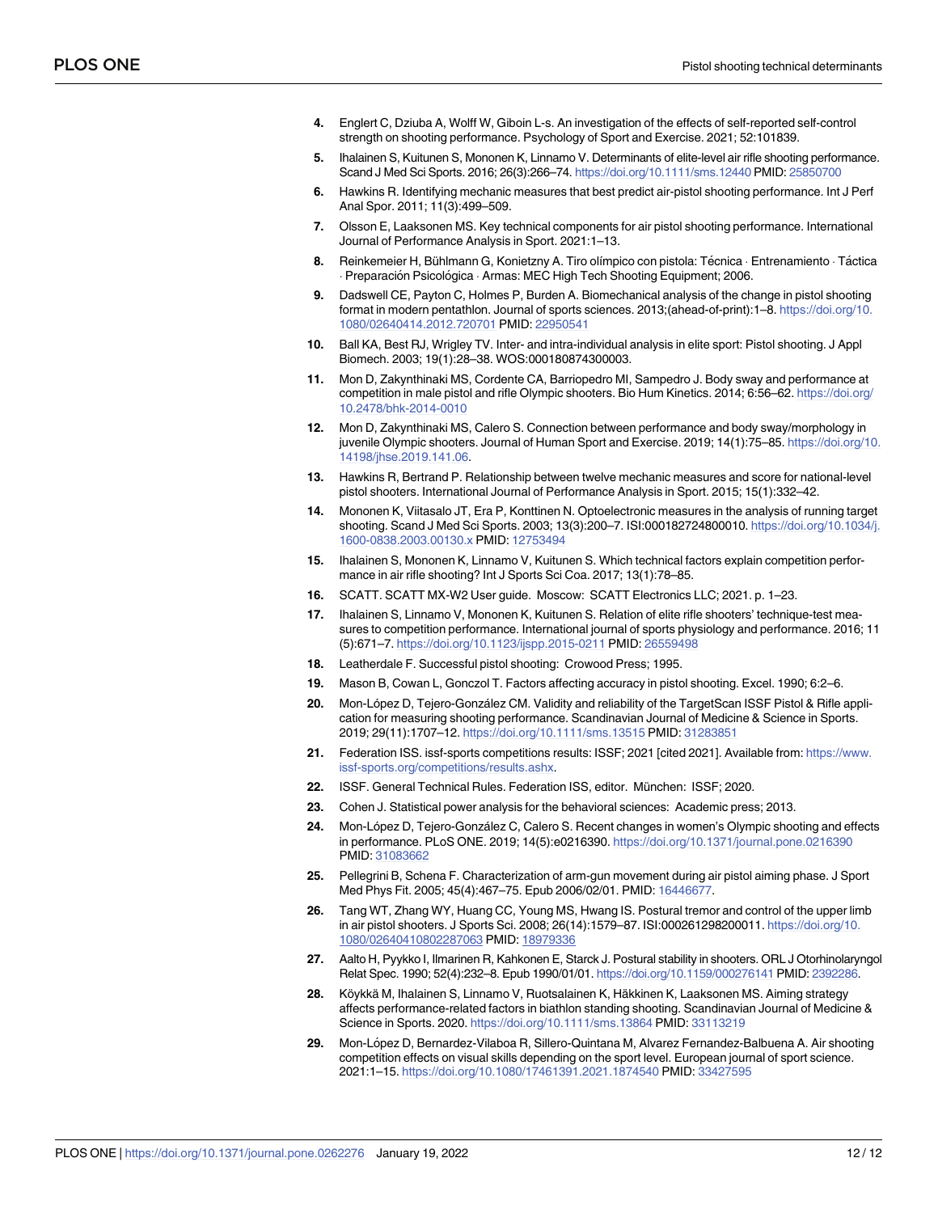4. Englert C, Dziuba A, Wolff W, Giboin L-s. An investigation of the effects of self-reported self-control strength on shooting performance. Psychology of Sport and Exercise. 2021; 52:101839.
5. Ihalainen S, Kuitunen S, Mononen K, Linnamo V. Determinants of elite-level air rifle shooting performance. Scand J Med Sci Sports. 2016; 26(3):266–74. https://doi.org/10.1111/sms.12440 PMID: 25850700
6. Hawkins R. Identifying mechanic measures that best predict air-pistol shooting performance. Int J Perf Anal Spor. 2011; 11(3):499–509.
7. Olsson E, Laaksonen MS. Key technical components for air pistol shooting performance. International Journal of Performance Analysis in Sport. 2021:1–13.
8. Reinkemeier H, Bühlmann G, Konietzny A. Tiro olímpico con pistola: Técnica · Entrenamiento · Táctica · Preparación Psicológica · Armas: MEC High Tech Shooting Equipment; 2006.
9. Dadswell CE, Payton C, Holmes P, Burden A. Biomechanical analysis of the change in pistol shooting format in modern pentathlon. Journal of sports sciences. 2013;(ahead-of-print):1–8. https://doi.org/10.1080/02640414.2012.720701 PMID: 22950541
10. Ball KA, Best RJ, Wrigley TV. Inter- and intra-individual analysis in elite sport: Pistol shooting. J Appl Biomech. 2003; 19(1):28–38. WOS:000180874300003.
11. Mon D, Zakynthinaki MS, Cordente CA, Barriopedro MI, Sampedro J. Body sway and performance at competition in male pistol and rifle Olympic shooters. Bio Hum Kinetics. 2014; 6:56–62. https://doi.org/10.2478/bhk-2014-0010
12. Mon D, Zakynthinaki MS, Calero S. Connection between performance and body sway/morphology in juvenile Olympic shooters. Journal of Human Sport and Exercise. 2019; 14(1):75–85. https://doi.org/10.14198/jhse.2019.141.06.
13. Hawkins R, Bertrand P. Relationship between twelve mechanic measures and score for national-level pistol shooters. International Journal of Performance Analysis in Sport. 2015; 15(1):332–42.
14. Mononen K, Viitasalo JT, Era P, Konttinen N. Optoelectronic measures in the analysis of running target shooting. Scand J Med Sci Sports. 2003; 13(3):200–7. ISI:000182724800010. https://doi.org/10.1034/j.1600-0838.2003.00130.x PMID: 12753494
15. Ihalainen S, Mononen K, Linnamo V, Kuitunen S. Which technical factors explain competition performance in air rifle shooting? Int J Sports Sci Coa. 2017; 13(1):78–85.
16. SCATT. SCATT MX-W2 User guide. Moscow: SCATT Electronics LLC; 2021. p. 1–23.
17. Ihalainen S, Linnamo V, Mononen K, Kuitunen S. Relation of elite rifle shooters' technique-test measures to competition performance. International journal of sports physiology and performance. 2016; 11(5):671–7. https://doi.org/10.1123/ijspp.2015-0211 PMID: 26559498
18. Leatherdale F. Successful pistol shooting: Crowood Press; 1995.
19. Mason B, Cowan L, Gonczol T. Factors affecting accuracy in pistol shooting. Excel. 1990; 6:2–6.
20. Mon-López D, Tejero-González CM. Validity and reliability of the TargetScan ISSF Pistol & Rifle application for measuring shooting performance. Scandinavian Journal of Medicine & Science in Sports. 2019; 29(11):1707–12. https://doi.org/10.1111/sms.13515 PMID: 31283851
21. Federation ISS. issf-sports competitions results: ISSF; 2021 [cited 2021]. Available from: https://www.issf-sports.org/competitions/results.ashx.
22. ISSF. General Technical Rules. Federation ISS, editor. München: ISSF; 2020.
23. Cohen J. Statistical power analysis for the behavioral sciences: Academic press; 2013.
24. Mon-López D, Tejero-González C, Calero S. Recent changes in women's Olympic shooting and effects in performance. PLoS ONE. 2019; 14(5):e0216390. https://doi.org/10.1371/journal.pone.0216390 PMID: 31083662
25. Pellegrini B, Schena F. Characterization of arm-gun movement during air pistol aiming phase. J Sport Med Phys Fit. 2005; 45(4):467–75. Epub 2006/02/01. PMID: 16446677.
26. Tang WT, Zhang WY, Huang CC, Young MS, Hwang IS. Postural tremor and control of the upper limb in air pistol shooters. J Sports Sci. 2008; 26(14):1579–87. ISI:000261298200011. https://doi.org/10.1080/02640410802287063 PMID: 18979336
27. Aalto H, Pyykko I, Ilmarinen R, Kahkonen E, Starck J. Postural stability in shooters. ORL J Otorhinolaryngol Relat Spec. 1990; 52(4):232–8. Epub 1990/01/01. https://doi.org/10.1159/000276141 PMID: 2392286.
28. Köykkä M, Ihalainen S, Linnamo V, Ruotsalainen K, Häkkinen K, Laaksonen MS. Aiming strategy affects performance-related factors in biathlon standing shooting. Scandinavian Journal of Medicine & Science in Sports. 2020. https://doi.org/10.1111/sms.13864 PMID: 33113219
29. Mon-López D, Bernardez-Vilaboa R, Sillero-Quintana M, Alvarez Fernandez-Balbuena A. Air shooting competition effects on visual skills depending on the sport level. European journal of sport science. 2021:1–15. https://doi.org/10.1080/17461391.2021.1874540 PMID: 33427595